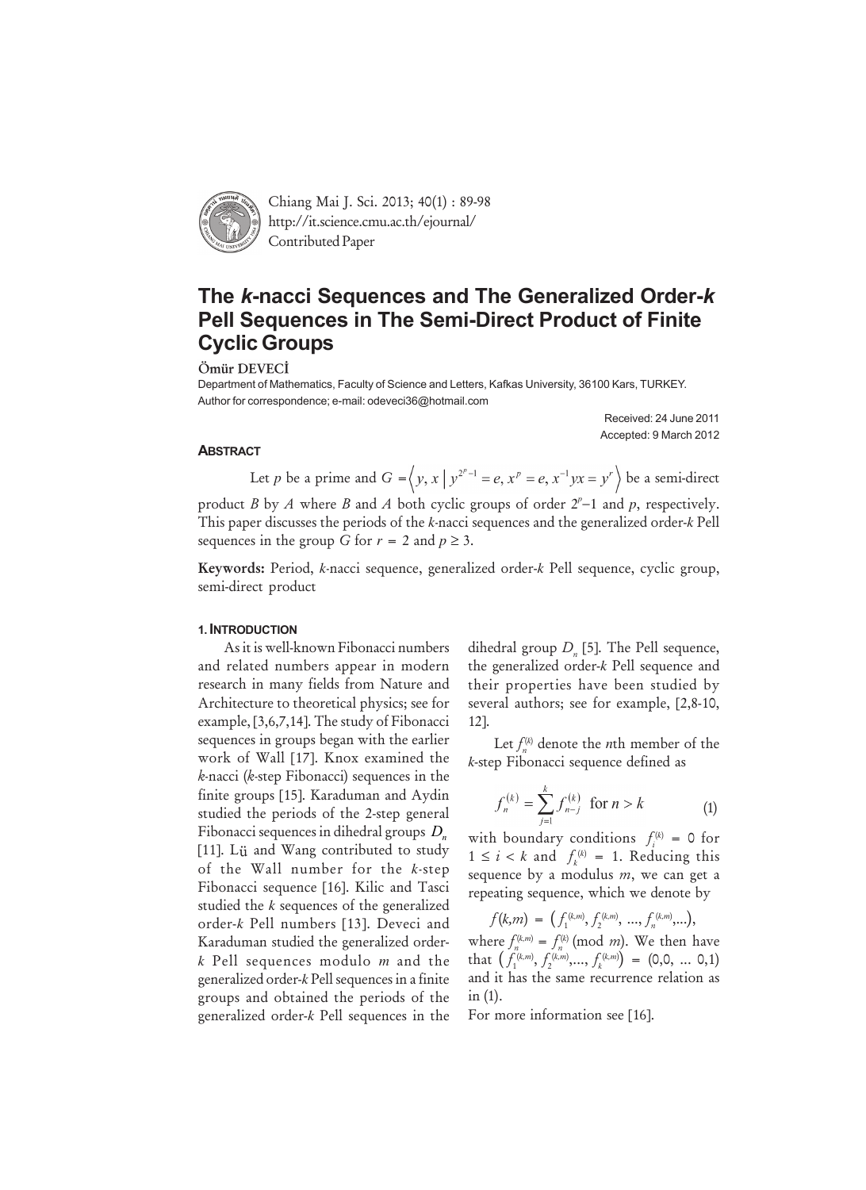Chiang Mai J. Sci. 2013; 40(1) : 89-98
http://it.science.cmu.ac.th/ejournal/
Contributed Paper

# The *k*-nacci Sequences and The Generalized Order-*k* Pell Sequences in The Semi-Direct Product of Finite Cyclic Groups

**Ömür DEVECİ**

Department of Mathematics, Faculty of Science and Letters, Kafkas University, 36100 Kars, TURKEY.
Author for correspondence; e-mail: odeveci36@hotmail.com

Received: 24 June 2011
Accepted: 9 March 2012

## ABSTRACT

Let $p$ be a prime and $G = \left\langle y, x \mid y^{2^p-1} = e, x^p = e, x^{-1}yx = y^r \right\rangle$ be a semi-direct product $B$ by $A$ where $B$ and $A$ both cyclic groups of order $2^p-1$ and $p$, respectively. This paper discusses the periods of the $k$-nacci sequences and the generalized order-$k$ Pell sequences in the group $G$ for $r = 2$ and $p \geq 3$.

**Keywords:** Period, $k$-nacci sequence, generalized order-$k$ Pell sequence, cyclic group, semi-direct product

## 1. INTRODUCTION

As it is well-known Fibonacci numbers and related numbers appear in modern research in many fields from Nature and Architecture to theoretical physics; see for example, [3,6,7,14]. The study of Fibonacci sequences in groups began with the earlier work of Wall [17]. Knox examined the $k$-nacci ($k$-step Fibonacci) sequences in the finite groups [15]. Karaduman and Aydin studied the periods of the 2-step general Fibonacci sequences in dihedral groups $D_n$ [11]. Lü and Wang contributed to study of the Wall number for the $k$-step Fibonacci sequence [16]. Kilic and Tasci studied the $k$ sequences of the generalized order-$k$ Pell numbers [13]. Deveci and Karaduman studied the generalized order-$k$ Pell sequences modulo $m$ and the generalized order-$k$ Pell sequences in a finite groups and obtained the periods of the generalized order-$k$ Pell sequences in the dihedral group $D_n$ [5]. The Pell sequence, the generalized order-$k$ Pell sequence and their properties have been studied by several authors; see for example, [2,8-10, 12].

Let $f_n^{(k)}$ denote the $n$th member of the $k$-step Fibonacci sequence defined as

$$f_n^{(k)} = \sum_{j=1}^{k} f_{n-j}^{(k)} \quad \text{for } n > k \tag{1}$$

with boundary conditions $f_i^{(k)} = 0$ for $1 \leq i < k$ and $f_k^{(k)} = 1$. Reducing this sequence by a modulus $m$, we can get a repeating sequence, which we denote by

$$f(k,m) = \left(f_1^{(k,m)}, f_2^{(k,m)}, \ldots, f_n^{(k,m)}, \ldots\right),$$

where $f_n^{(k,m)} = f_n^{(k)} \pmod{m}$. We then have that $\left(f_1^{(k,m)}, f_2^{(k,m)}, \ldots, f_k^{(k,m)}\right) = (0,0, \ldots 0,1)$ and it has the same recurrence relation as in (1).

For more information see [16].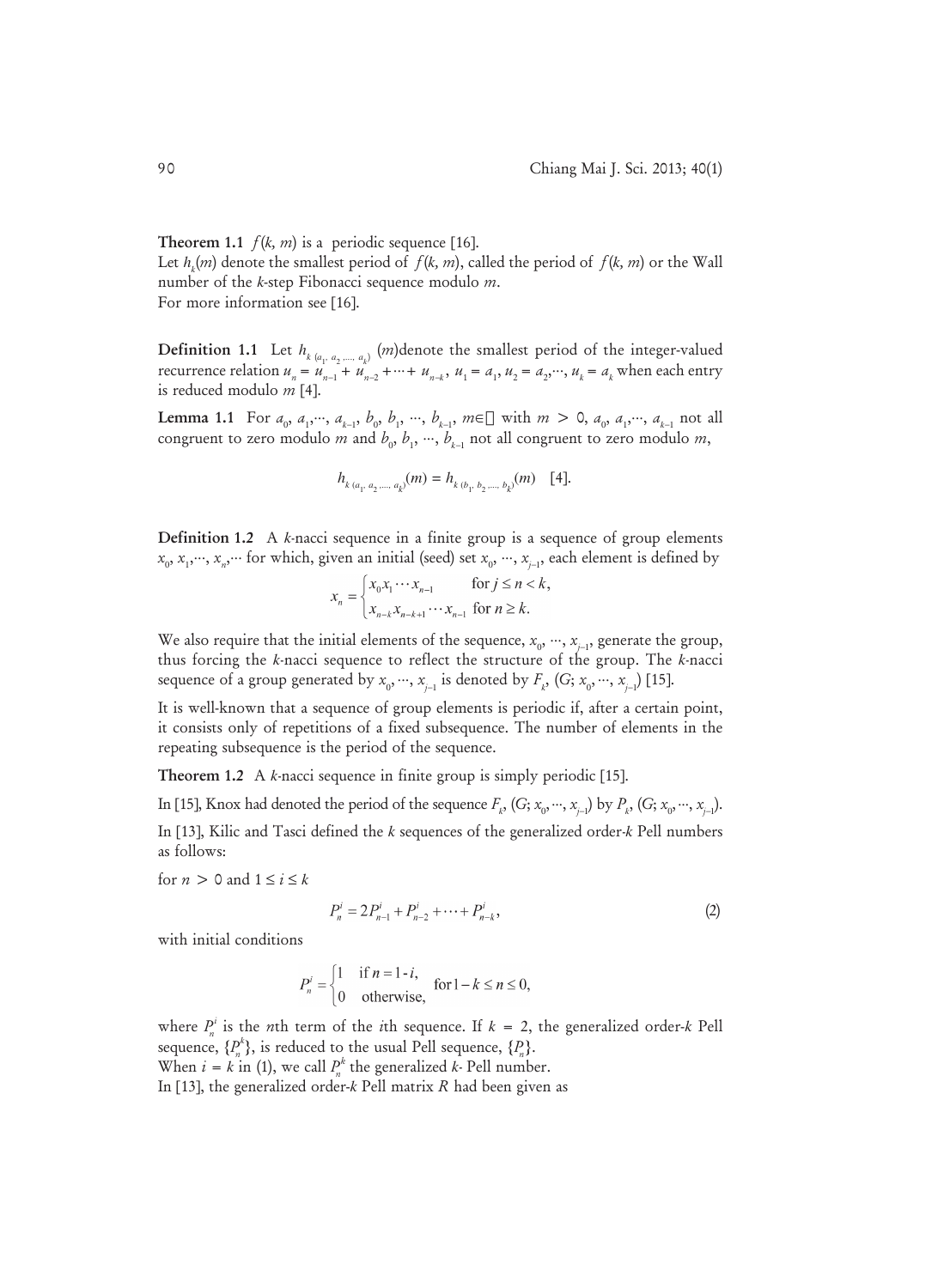**Theorem 1.1** $f(k, m)$ is a periodic sequence [16].

Let $h_k(m)$ denote the smallest period of $f(k, m)$, called the period of $f(k, m)$ or the Wall number of the $k$-step Fibonacci sequence modulo $m$.

For more information see [16].

**Definition 1.1** Let $h_{k(a_1, a_2, \ldots, a_k)}(m)$ denote the smallest period of the integer-valued recurrence relation $u_n = u_{n-1} + u_{n-2} + \cdots + u_{n-k}$, $u_1 = a_1, u_2 = a_2, \cdots, u_k = a_k$ when each entry is reduced modulo $m$ [4].

**Lemma 1.1** For $a_0, a_1, \cdots, a_{k-1}, b_0, b_1, \cdots, b_{k-1}, m \in \mathbb{N}$ with $m > 0$, $a_0, a_1, \cdots, a_{k-1}$ not all congruent to zero modulo $m$ and $b_0, b_1, \cdots, b_{k-1}$ not all congruent to zero modulo $m$,

$$h_{k(a_1, a_2, \ldots, a_k)}(m) = h_{k(b_1, b_2, \ldots, b_k)}(m) \quad [4].$$

**Definition 1.2** A $k$-nacci sequence in a finite group is a sequence of group elements $x_0, x_1, \cdots, x_n, \cdots$ for which, given an initial (seed) set $x_0, \cdots, x_{j-1}$, each element is defined by

$$x_n = \begin{cases} x_0 x_1 \cdots x_{n-1} & \text{for } j \leq n < k, \\ x_{n-k} x_{n-k+1} \cdots x_{n-1} & \text{for } n \geq k. \end{cases}$$

We also require that the initial elements of the sequence, $x_0, \cdots, x_{j-1}$, generate the group, thus forcing the $k$-nacci sequence to reflect the structure of the group. The $k$-nacci sequence of a group generated by $x_0, \cdots, x_{j-1}$ is denoted by $F_k$, $(G; x_0, \cdots, x_{j-1})$ [15].

It is well-known that a sequence of group elements is periodic if, after a certain point, it consists only of repetitions of a fixed subsequence. The number of elements in the repeating subsequence is the period of the sequence.

**Theorem 1.2** A $k$-nacci sequence in finite group is simply periodic [15].

In [15], Knox had denoted the period of the sequence $F_k$, $(G; x_0, \cdots, x_{j-1})$ by $P_k$, $(G; x_0, \cdots, x_{j-1})$.

In [13], Kilic and Tasci defined the $k$ sequences of the generalized order-$k$ Pell numbers as follows:

for $n > 0$ and $1 \leq i \leq k$

$$P_n^i = 2P_{n-1}^i + P_{n-2}^i + \cdots + P_{n-k}^i, \tag{2}$$

with initial conditions

$$P_n^i = \begin{cases} 1 & \text{if } n = 1 - i, \\ 0 & \text{otherwise,} \end{cases} \quad \text{for } 1 - k \leq n \leq 0,$$

where $P_n^i$ is the $n$th term of the $i$th sequence. If $k = 2$, the generalized order-$k$ Pell sequence, $\{P_n^k\}$, is reduced to the usual Pell sequence, $\{P_n\}$.

When $i = k$ in (1), we call $P_n^k$ the generalized $k$- Pell number.

In [13], the generalized order-$k$ Pell matrix $R$ had been given as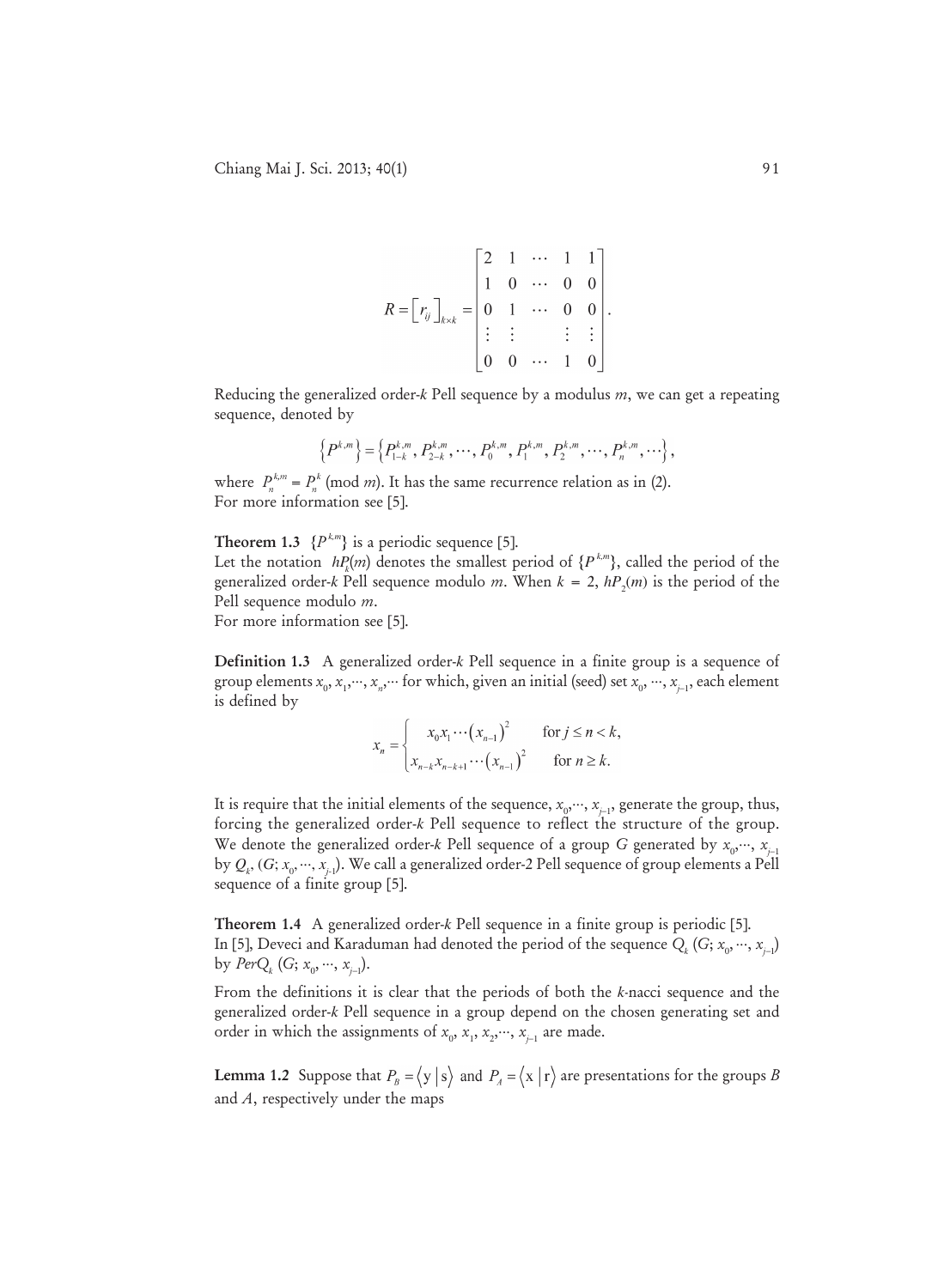$$R = \left[r_{ij}\right]_{k\times k} = \begin{bmatrix} 2 & 1 & \cdots & 1 & 1 \\ 1 & 0 & \cdots & 0 & 0 \\ 0 & 1 & \cdots & 0 & 0 \\ \vdots & \vdots & & \vdots & \vdots \\ 0 & 0 & \cdots & 1 & 0 \end{bmatrix}.$$

Reducing the generalized order-$k$ Pell sequence by a modulus $m$, we can get a repeating sequence, denoted by

$$\left\{P^{k,m}\right\} = \left\{P^{k,m}_{1-k}, P^{k,m}_{2-k}, \cdots, P^{k,m}_{0}, P^{k,m}_{1}, P^{k,m}_{2}, \cdots, P^{k,m}_{n}, \cdots\right\},$$

where $P^{k,m}_n = P^k_n \pmod{m}$. It has the same recurrence relation as in (2).
For more information see [5].

**Theorem 1.3** $\{P^{k,m}\}$ is a periodic sequence [5].
Let the notation $hP_k(m)$ denotes the smallest period of $\{P^{k,m}\}$, called the period of the generalized order-$k$ Pell sequence modulo $m$. When $k = 2$, $hP_2(m)$ is the period of the Pell sequence modulo $m$.
For more information see [5].

**Definition 1.3** A generalized order-$k$ Pell sequence in a finite group is a sequence of group elements $x_0, x_1, \cdots, x_n, \cdots$ for which, given an initial (seed) set $x_0, \cdots, x_{j-1}$, each element is defined by

$$x_n = \begin{cases} x_0 x_1 \cdots \left(x_{n-1}\right)^2 & \text{for } j \le n < k, \\ x_{n-k} x_{n-k+1} \cdots \left(x_{n-1}\right)^2 & \text{for } n \ge k. \end{cases}$$

It is require that the initial elements of the sequence, $x_0, \cdots, x_{j-1}$, generate the group, thus, forcing the generalized order-$k$ Pell sequence to reflect the structure of the group. We denote the generalized order-$k$ Pell sequence of a group $G$ generated by $x_0, \cdots, x_{j-1}$ by $Q_k$, $(G; x_0, \cdots, x_{j-1})$. We call a generalized order-2 Pell sequence of group elements a Pell sequence of a finite group [5].

**Theorem 1.4** A generalized order-$k$ Pell sequence in a finite group is periodic [5].
In [5], Deveci and Karaduman had denoted the period of the sequence $Q_k\ (G; x_0, \cdots, x_{j-1})$ by $PerQ_k\ (G; x_0, \cdots, x_{j-1})$.

From the definitions it is clear that the periods of both the $k$-nacci sequence and the generalized order-$k$ Pell sequence in a group depend on the chosen generating set and order in which the assignments of $x_0, x_1, x_2, \cdots, x_{j-1}$ are made.

**Lemma 1.2** Suppose that $P_B = \langle \mathrm{y} \mid \mathrm{s} \rangle$ and $P_A = \langle \mathrm{x} \mid \mathrm{r} \rangle$ are presentations for the groups $B$ and $A$, respectively under the maps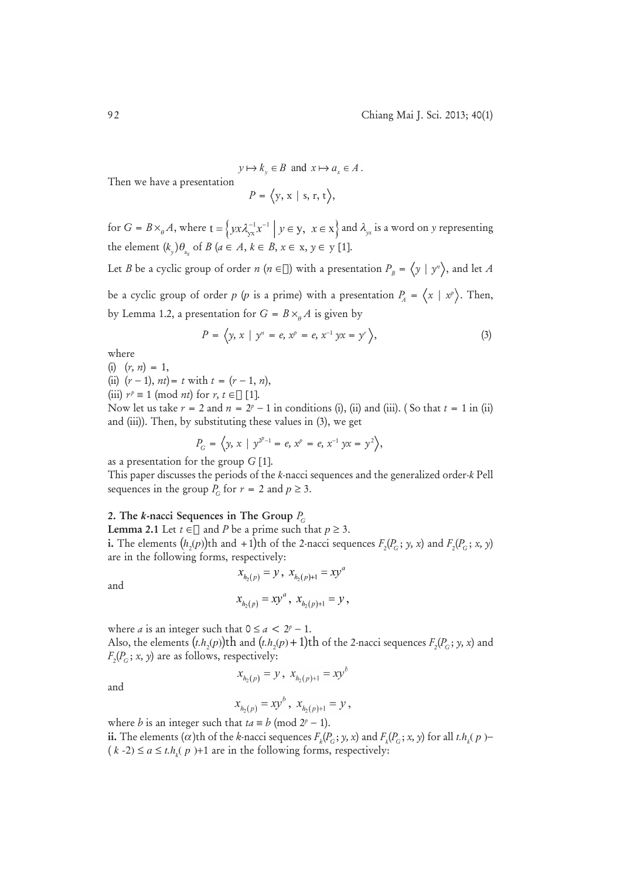$$y \mapsto k_y \in B \text{ and } x \mapsto a_x \in A.$$

Then we have a presentation

$$P = \langle \mathrm{y}, \mathrm{x} \mid \mathrm{s}, \mathrm{r}, \mathrm{t} \rangle,$$

for $G = B \times_\theta A$, where $\mathrm{t} = \left\{ yx\lambda_{yx}^{-1}x^{-1} \;\middle|\; y \in \mathrm{y},\; x \in \mathrm{x} \right\}$ and $\lambda_{yx}$ is a word on $y$ representing the element $(k_y)\theta_{a_x}$ of $B$ ($a \in A$, $k \in B$, $x \in \mathrm{x}$, $y \in \mathrm{y}$ [1].

Let $B$ be a cyclic group of order $n$ ($n \in \mathbb{N}$) with a presentation $P_B = \langle y \mid y^n \rangle$, and let $A$ be a cyclic group of order $p$ ($p$ is a prime) with a presentation $P_A = \langle x \mid x^p \rangle$. Then, by Lemma 1.2, a presentation for $G = B \times_\theta A$ is given by

$$P = \langle y, x \mid y^n = e, x^p = e, x^{-1}yx = y^r \rangle, \tag{3}$$

where

(i) $(r, n) = 1$,
(ii) $(r-1), nt) = t$ with $t = (r-1, n)$,
(iii) $r^p \equiv 1 \pmod{nt}$ for $r, t \in \mathbb{N}$ [1].

Now let us take $r = 2$ and $n = 2^p - 1$ in conditions (i), (ii) and (iii). ( So that $t = 1$ in (ii) and (iii)). Then, by substituting these values in (3), we get

$$P_G = \langle y, x \mid y^{2^p-1} = e, x^p = e, x^{-1}yx = y^2 \rangle,$$

as a presentation for the group $G$ [1].

This paper discusses the periods of the $k$-nacci sequences and the generalized order-$k$ Pell sequences in the group $P_G$ for $r = 2$ and $p \geq 3$.

## 2. The $k$-nacci Sequences in The Group $P_G$

**Lemma 2.1** Let $t \in \mathbb{N}$ and $P$ be a prime such that $p \geq 3$.

**i.** The elements $(h_2(p))$th and $+1)$th of the 2-nacci sequences $F_2(P_G; y, x)$ and $F_2(P_G; x, y)$ are in the following forms, respectively:

$$x_{h_2(p)} = y,\; x_{h_2(p)+1} = xy^a$$

and

$$x_{h_2(p)} = xy^a,\; x_{h_2(p)+1} = y,$$

where $a$ is an integer such that $0 \leq a < 2^p - 1$.

Also, the elements $(t.h_2(p))$th and $(t.h_2(p)+1)$th of the 2-nacci sequences $F_2(P_G; y, x)$ and $F_2(P_G; x, y)$ are as follows, respectively:

$$x_{h_2(p)} = y,\; x_{h_2(p)+1} = xy^b$$

and

$$x_{h_2(p)} = xy^b,\; x_{h_2(p)+1} = y,$$

where $b$ is an integer such that $ta \equiv b \pmod{2^p - 1}$.

**ii.** The elements $(\alpha)$th of the $k$-nacci sequences $F_k(P_G; y, x)$ and $F_k(P_G; x, y)$ for all $t.h_k(p) - (k-2) \leq a \leq t.h_k(p) + 1$ are in the following forms, respectively: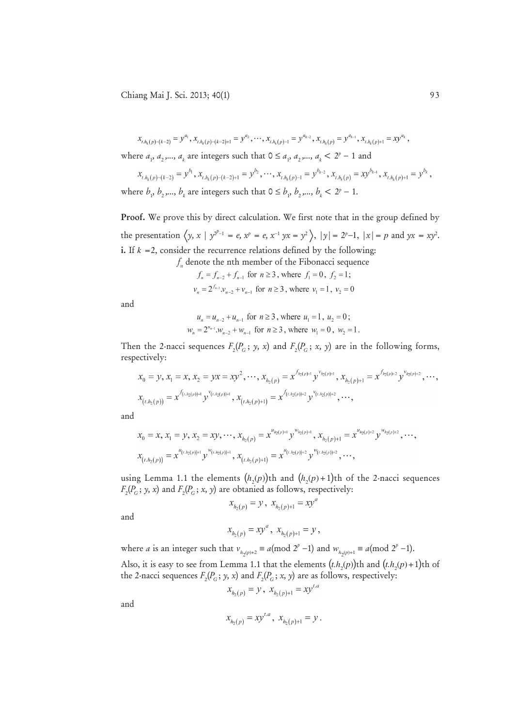$$x_{t.h_k(p)-(k-2)} = y^{a_1}, x_{t.h_k(p)-(k-2)+1} = y^{a_2}, \cdots, x_{t.h_k(p)-1} = y^{a_{k-2}}, x_{t.h_k(p)} = y^{a_{k-1}}, x_{t.h_k(p)+1} = xy^{a_k},$$

where $a_1, a_2, ..., a_k$ are integers such that $0 \leq a_1, a_2, ..., a_k < 2^p - 1$ and

$$x_{t.h_k(p)-(k-2)} = y^{b_1}, x_{t.h_k(p)-(k-2)+1} = y^{b_2}, \cdots, x_{t.h_k(p)-1} = y^{b_{k-2}}, x_{t.h_k(p)} = xy^{b_{k-1}}, x_{t.h_k(p)+1} = y^{b_k},$$

where $b_1, b_2, ..., b_k$ are integers such that $0 \leq b_1, b_2, ..., b_k < 2^p - 1$.

**Proof.** We prove this by direct calculation. We first note that in the group defined by the presentation $\langle y, x \mid y^{2^p-1} = e, x^p = e, x^{-1}yx = y^2 \rangle$, $|y| = 2^p-1$, $|x| = p$ and $yx = xy^2$.

**i.** If $k = 2$, consider the recurrence relations defined by the following:

$f_n$ denote the nth member of the Fibonacci sequence

$$f_n = f_{n-2} + f_{n-1} \text{ for } n \geq 3, \text{ where } f_1 = 0,\ f_2 = 1;$$

$$v_n = 2^{f_{n-1}}.v_{n-2} + v_{n-1} \text{ for } n \geq 3, \text{ where } v_1 = 1,\ v_2 = 0$$

and

$$u_n = u_{n-2} + u_{n-1} \text{ for } n \geq 3, \text{ where } u_1 = 1,\ u_2 = 0;$$

$$w_n = 2^{u_{n-1}}.w_{n-2} + w_{n-1} \text{ for } n \geq 3, \text{ where } w_1 = 0,\ w_2 = 1.$$

Then the 2-nacci sequences $F_2(P_G; y, x)$ and $F_2(P_G; x, y)$ are in the following forms, respectively:

$$x_0 = y, x_1 = x, x_2 = yx = xy^2, \cdots, x_{h_2(p)} = x^{f_{h_2(p)+1}} y^{v_{h_2(p)+1}}, x_{h_2(p)+1} = x^{f_{h_2(p)+2}} y^{v_{h_2(p)+2}}, \cdots,$$

$$x_{(t.h_2(p))} = x^{f_{(t.h_2(p))+1}} y^{v_{(t.h_2(p))+1}}, x_{(t.h_2(p)+1)} = x^{f_{(t.h_2(p))+2}} y^{v_{(t.h_2(p))+2}}, \cdots,$$

and

$$x_0 = x, x_1 = y, x_2 = xy, \cdots, x_{h_2(p)} = x^{u_{h_2(p)+1}} y^{w_{h_2(p)+1}}, x_{h_2(p)+1} = x^{u_{h_2(p)+2}} y^{w_{h_2(p)+2}}, \cdots,$$

$$x_{(t.h_2(p))} = x^{u_{(t.h_2(p))+1}} y^{w_{(t.h_2(p))+1}}, x_{(t.h_2(p)+1)} = x^{u_{(t.h_2(p))+2}} y^{w_{(t.h_2(p))+2}}, \cdots,$$

using Lemma 1.1 the elements $(h_2(p))$th and $(h_2(p)+1)$th of the 2-nacci sequences $F_2(P_G; y, x)$ and $F_2(P_G; x, y)$ are obtanied as follows, respectively:

$$x_{h_2(p)} = y,\ x_{h_2(p)+1} = xy^a$$

and

$$x_{h_2(p)} = xy^a,\ x_{h_2(p)+1} = y,$$

where $a$ is an integer such that $v_{h_2(p)+2} \equiv a(\text{mod } 2^p - 1)$ and $w_{h_2(p)+1} \equiv a(\text{mod } 2^p - 1)$.

Also, it is easy to see from Lemma 1.1 that the elements $(t.h_2(p))$th and $(t.h_2(p)+1)$th of the 2-nacci sequences $F_2(P_G; y, x)$ and $F_2(P_G; x, y)$ are as follows, respectively:

$$x_{h_2(p)} = y,\ x_{h_2(p)+1} = xy^{t.a}$$

and

$$x_{h_2(p)} = xy^{t.a},\ x_{h_2(p)+1} = y.$$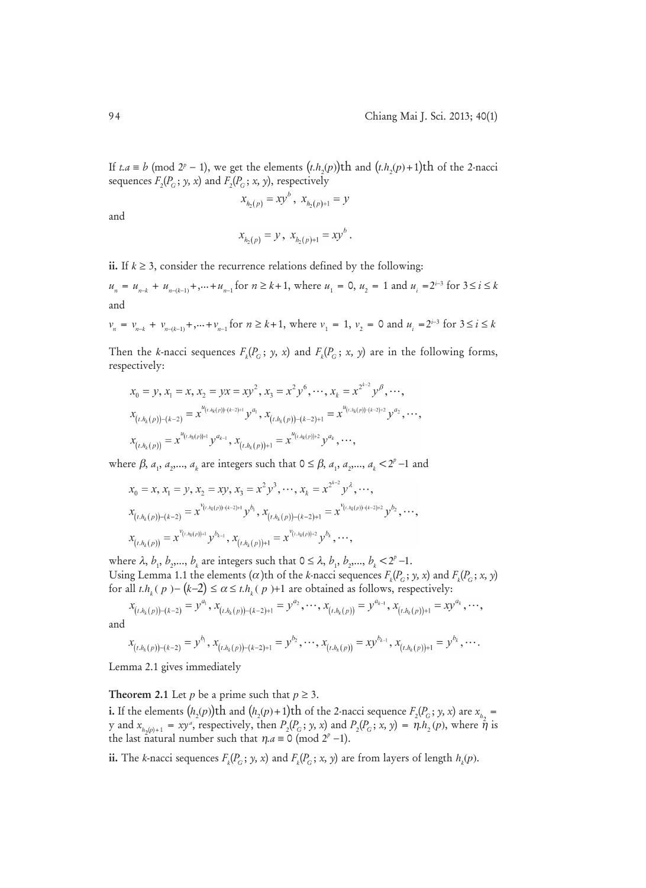If $t.a \equiv b \pmod{2^p - 1}$, we get the elements $(t.h_2(p))$th and $(t.h_2(p)+1)$th of the 2-nacci sequences $F_2(P_G; y, x)$ and $F_2(P_G; x, y)$, respectively

$$x_{h_2(p)} = xy^b,\ x_{h_2(p)+1} = y$$

and

$$x_{h_2(p)} = y,\ x_{h_2(p)+1} = xy^b.$$

**ii.** If $k \geq 3$, consider the recurrence relations defined by the following:

$u_n = u_{n-k} + u_{n-(k-1)} +, \cdots + u_{n-1}$ for $n \geq k+1$, where $u_1 = 0$, $u_2 = 1$ and $u_i = 2^{i-3}$ for $3 \leq i \leq k$ and

$v_n = v_{n-k} + v_{n-(k-1)} +, \cdots + v_{n-1}$ for $n \geq k+1$, where $v_1 = 1$, $v_2 = 0$ and $u_i = 2^{i-3}$ for $3 \leq i \leq k$

Then the $k$-nacci sequences $F_k(P_G; y, x)$ and $F_k(P_G; x, y)$ are in the following forms, respectively:

$$x_0 = y, x_1 = x, x_2 = yx = xy^2, x_3 = x^2y^6, \cdots, x_k = x^{2^{k-2}}y^{\beta}, \cdots,$$
$$x_{(t.h_k(p))-(k-2)} = x^{u_{(t.h_k(p))-(k-2)+1}}y^{a_1}, x_{(t.h_k(p))-(k-2)+1} = x^{u_{(t.h_k(p))-(k-2)+2}}y^{a_2}, \cdots,$$
$$x_{(t.h_k(p))} = x^{u_{(t.h_k(p))+1}}y^{a_{k-1}}, x_{(t.h_k(p))+1} = x^{u_{(t.h_k(p))+2}}y^{a_k}, \cdots,$$

where $\beta, a_1, a_2, \ldots, a_k$ are integers such that $0 \leq \beta, a_1, a_2, \ldots, a_k < 2^p - 1$ and

$$x_0 = x, x_1 = y, x_2 = xy, x_3 = x^2y^3, \cdots, x_k = x^{2^{k-2}}y^{\lambda}, \cdots,$$
$$x_{(t.h_k(p))-(k-2)} = x^{v_{(t.h_k(p))-(k-2)+1}}y^{b_1}, x_{(t.h_k(p))-(k-2)+1} = x^{v_{(t.h_k(p))-(k-2)+2}}y^{b_2}, \cdots,$$
$$x_{(t.h_k(p))} = x^{v_{(t.h_k(p))+1}}y^{b_{k-1}}, x_{(t.h_k(p))+1} = x^{v_{(t.h_k(p))+2}}y^{b_k}, \cdots,$$

where $\lambda, b_1, b_2, \ldots, b_k$ are integers such that $0 \leq \lambda, b_1, b_2, \ldots, b_k < 2^p - 1$.

Using Lemma 1.1 the elements $(\alpha)$th of the $k$-nacci sequences $F_k(P_G; y, x)$ and $F_k(P_G; x, y)$ for all $t.h_k(p) - (k-2) \leq \alpha \leq t.h_k(p) + 1$ are obtained as follows, respectively:

$$x_{(t.h_k(p))-(k-2)} = y^{a_1}, x_{(t.h_k(p))-(k-2)+1} = y^{a_2}, \cdots, x_{(t.h_k(p))} = y^{a_{k-1}}, x_{(t.h_k(p))+1} = xy^{a_k}, \cdots,$$

and

$$x_{(t.h_k(p))-(k-2)} = y^{b_1}, x_{(t.h_k(p))-(k-2)+1} = y^{b_2}, \cdots, x_{(t.h_k(p))} = xy^{b_{k-1}}, x_{(t.h_k(p))+1} = y^{b_k}, \cdots.$$

Lemma 2.1 gives immediately

**Theorem 2.1** Let $p$ be a prime such that $p \geq 3$.

**i.** If the elements $(h_2(p))$th and $(h_2(p)+1)$th of the 2-nacci sequence $F_2(P_G; y, x)$ are $x_{h_2} = y$ and $x_{h_2(p)+1} = xy^a$, respectively, then $P_2(P_G; y, x)$ and $P_2(P_G; x, y) = \eta.h_2(p)$, where $\eta$ is the last natural number such that $\eta.a \equiv 0 \pmod{2^p - 1}$.

**ii.** The $k$-nacci sequences $F_k(P_G; y, x)$ and $F_k(P_G; x, y)$ are from layers of length $h_k(p)$.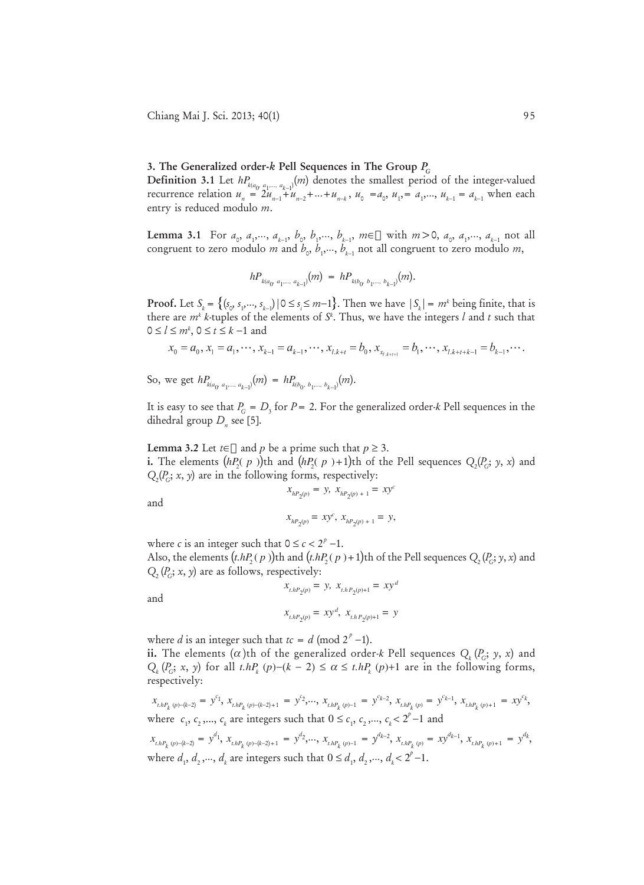### 3. The Generalized order-$k$ Pell Sequences in The Group $P_G$

**Definition 3.1** Let $hP_{k(a_0, a_1,\ldots, a_{k-1})}(m)$ denotes the smallest period of the integer-valued recurrence relation $u_n = 2u_{n-1}+u_{n-2}+\ldots+u_{n-k}$, $u_0 = a_0$, $u_1 = a_1,\ldots, u_{k-1} = a_{k-1}$ when each entry is reduced modulo $m$.

**Lemma 3.1** For $a_0, a_1,\cdots, a_{k-1}, b_0, b_1,\cdots, b_{k-1}, m\in$ with $m>0$, $a_0, a_1,\cdots, a_{k-1}$ not all congruent to zero modulo $m$ and $b_0, b_1,\cdots, b_{k-1}$ not all congruent to zero modulo $m$,

$$hP_{k(a_0, a_1,\ldots, a_{k-1})}(m) = hP_{k(b_0, b_1,\ldots, b_{k-1})}(m).$$

**Proof.** Let $S_k = \{(s_0, s_1,\cdots, s_{k-1}) \mid 0 \leq s_i \leq m-1\}$. Then we have $|S_k| = m^k$ being finite, that is there are $m^k$ $k$-tuples of the elements of $S^k$. Thus, we have the integers $l$ and $t$ such that $0 \leq l \leq m^k$, $0 \leq t \leq k-1$ and

$$x_0 = a_0, x_1 = a_1, \cdots, x_{k-1} = a_{k-1}, \cdots, x_{l.k+t} = b_0, x_{x_{l.k+t+1}} = b_1, \cdots, x_{l.k+t+k-1} = b_{k-1}, \cdots.$$

So, we get $hP_{k(a_0, a_1,\ldots, a_{k-1})}(m) = hP_{k(b_0, b_1,\ldots, b_{k-1})}(m)$.

It is easy to see that $P_G = D_3$ for $P = 2$. For the generalized order-$k$ Pell sequences in the dihedral group $D_n$ see [5].

**Lemma 3.2** Let $t\in$ and $p$ be a prime such that $p \geq 3$.

**i.** The elements $(hP_2(p))$th and $(hP_2(p)+1)$th of the Pell sequences $Q_2(P_G; y, x)$ and $Q_2(P_G; x, y)$ are in the following forms, respectively:

$$x_{hP_2(p)} = y,\ x_{hP_2(p)+1} = xy^c$$

and

$$x_{hP_2(p)} = xy^c,\ x_{hP_2(p)+1} = y,$$

where $c$ is an integer such that $0 \leq c < 2^p - 1$.

Also, the elements $(t.hP_2(p))$th and $(t.hP_2(p)+1)$th of the Pell sequences $Q_2(P_G; y, x)$ and $Q_2(P_G; x, y)$ are as follows, respectively:

$$x_{t.hP_2(p)} = y,\ x_{t.hP_2(p)+1} = xy^d$$

and

$$x_{t.hP_2(p)} = xy^d,\ x_{t.hP_2(p)+1} = y$$

where $d$ is an integer such that $tc = d \pmod{2^p - 1}$.

**ii.** The elements $(\alpha)$th of the generalized order-$k$ Pell sequences $Q_k(P_G; y, x)$ and $Q_k(P_G; x, y)$ for all $t.hP_k(p)-(k-2) \leq \alpha \leq t.hP_k(p)+1$ are in the following forms, respectively:

$$x_{t.hP_k(p)-(k-2)} = y^{c_1},\ x_{t.hP_k(p)-(k-2)+1} = y^{c_2},\ldots,\ x_{t.hP_k(p)-1} = y^{c_{k-2}},\ x_{t.hP_k(p)} = y^{c_{k-1}},\ x_{t.hP_k(p)+1} = xy^{c_k},$$

where $c_1, c_2,\ldots, c_k$ are integers such that $0 \leq c_1, c_2,\ldots, c_k < 2^p - 1$ and

$$x_{t.hP_k(p)-(k-2)} = y^{d_1},\ x_{t.hP_k(p)-(k-2)+1} = y^{d_2},\ldots,\ x_{t.hP_k(p)-1} = y^{d_{k-2}},\ x_{t.hP_k(p)} = xy^{d_{k-1}},\ x_{t.hP_k(p)+1} = y^{d_k},$$

where $d_1, d_2,\ldots, d_k$ are integers such that $0 \leq d_1, d_2,\ldots, d_k < 2^p - 1$.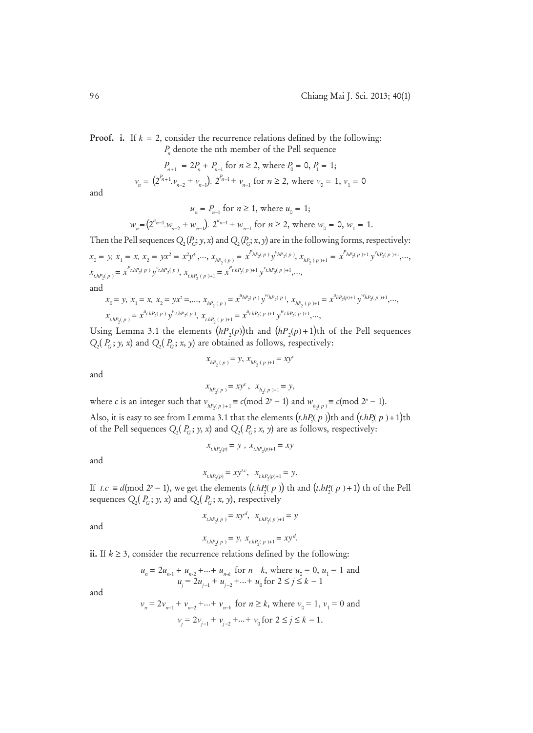**Proof. i.** If $k = 2$, consider the recurrence relations defined by the following:

$P_n$ denote the nth member of the Pell sequence

$$P_{n+1} = 2P_n + P_{n-1} \text{ for } n \geq 2, \text{ where } P_0 = 0, P_1 = 1;$$

$$v_n = \left(2^{P_{n+1}}.v_{n-2} + v_{n-1}\right).\ 2^{P_{n-1}} + v_{n-1} \text{ for } n \geq 2, \text{ where } v_0 = 1, v_1 = 0$$

and

$$u_n = P_{n-1} \text{ for } n \geq 1, \text{ where } u_0 = 1;$$

$$w_n = \left(2^{u_{n-1}}.w_{n-2} + w_{n-1}\right).\ 2^{u_{n-1}} + w_{n-1} \text{ for } n \geq 2, \text{ where } w_0 = 0, w_1 = 1.$$

Then the Pell sequences $Q_2(P_G; y, x)$ and $Q_2(P_G; x, y)$ are in the following forms, respectively:

$x_0 = y,\ x_1 = x,\ x_2 = yx^2 = x^2y^4, \ldots, x_{hP_2(p)} = x^{P_{hP_2(p)}} y^{v_{hP_2(p)}},\ x_{hP_2(p)+1} = x^{P_{hP_2(p)+1}} y^{v_{hP_2(p)+1}}, \ldots,$
$x_{t.hP_2(p)} = x^{P_{t.hP_2(p)}} y^{v_{t.hP_2(p)}},\ x_{t.hP_2(p)+1} = x^{P_{t.hP_2(p)+1}} y^{v_{t.hP_2(p)+1}}, \ldots,$

and

$x_0 = y,\ x_1 = x,\ x_2 = yx^2 =, \ldots, x_{hP_2(p)} = x^{u_{hP_2(p)}} y^{w_{hP_2(p)}},\ x_{hP_2(p)+1} = x^{u_{hP_2(p)+1}} y^{w_{hP_2(p)+1}}, \ldots,$
$x_{t.hP_2(p)} = x^{u_{t.hP_2(p)}} y^{w_{t.hP_2(p)}},\ x_{t.hP_2(p)+1} = x^{u_{t.hP_2(p)+1}} y^{w_{t.hP_2(p)+1}}, \ldots,$

Using Lemma 3.1 the elements $(hP_2(p))$th and $(hP_2(p)+1)$th of the Pell sequences $Q_2(P_G; y, x)$ and $Q_2(P_G; x, y)$ are obtained as follows, respectively:

$$x_{hP_2(p)} = y,\ x_{hP_2(p)+1} = xy^c$$

and

$$x_{hP_2(p)} = xy^c,\ \ x_{h_2(p)+1} = y,$$

where $c$ is an integer such that $v_{hP_2(p)+1} \equiv c(\text{mod } 2^p - 1)$ and $w_{h_2(p)} \equiv c(\text{mod } 2^p - 1)$.

Also, it is easy to see from Lemma 3.1 that the elements $(t.hP_2(p))$th and $(t.hP_2(p)+1)$th of the Pell sequences $Q_2(P_G; y, x)$ and $Q_2(P_G; x, y)$ are as follows, respectively:

$$x_{t.hP_2(p)} = y\ ,\ x_{t.hP_2(p)+1} = xy$$

and

$$x_{t.hP_2(p)} = xy^{t.c},\ \ x_{t.hP_2(p)+1} = y.$$

If $t.c \equiv d(\text{mod } 2^p - 1)$, we get the elements $(t.hP_2(p))$ th and $(t.hP_2(p)+1)$ th of the Pell sequences $Q_2(P_G; y, x)$ and $Q_2(P_G; x, y)$, respectively

$$x_{t.hP_2(p)} = xy^d,\ \ x_{t.hP_2(p)+1} = y$$

and

$$x_{t.hP_2(p)} = y,\ x_{t.hP_2(p)+1} = xy^d.$$

**ii.** If $k \geq 3$, consider the recurrence relations defined by the following:

$$u_n = 2u_{n-1} + u_{n-2} + \ldots + u_{n-k} \text{ for } n \quad k, \text{ where } u_0 = 0, u_1 = 1 \text{ and}$$
$$u_j = 2u_{j-1} + u_{j-2} + \ldots + u_0 \text{ for } 2 \leq j \leq k-1$$

and

$$v_n = 2v_{n-1} + v_{n-2} + \ldots + v_{n-k} \text{ for } n \geq k, \text{ where } v_0 = 1, v_1 = 0 \text{ and}$$
$$v_j = 2v_{j-1} + v_{j-2} + \ldots + v_0 \text{ for } 2 \leq j \leq k-1.$$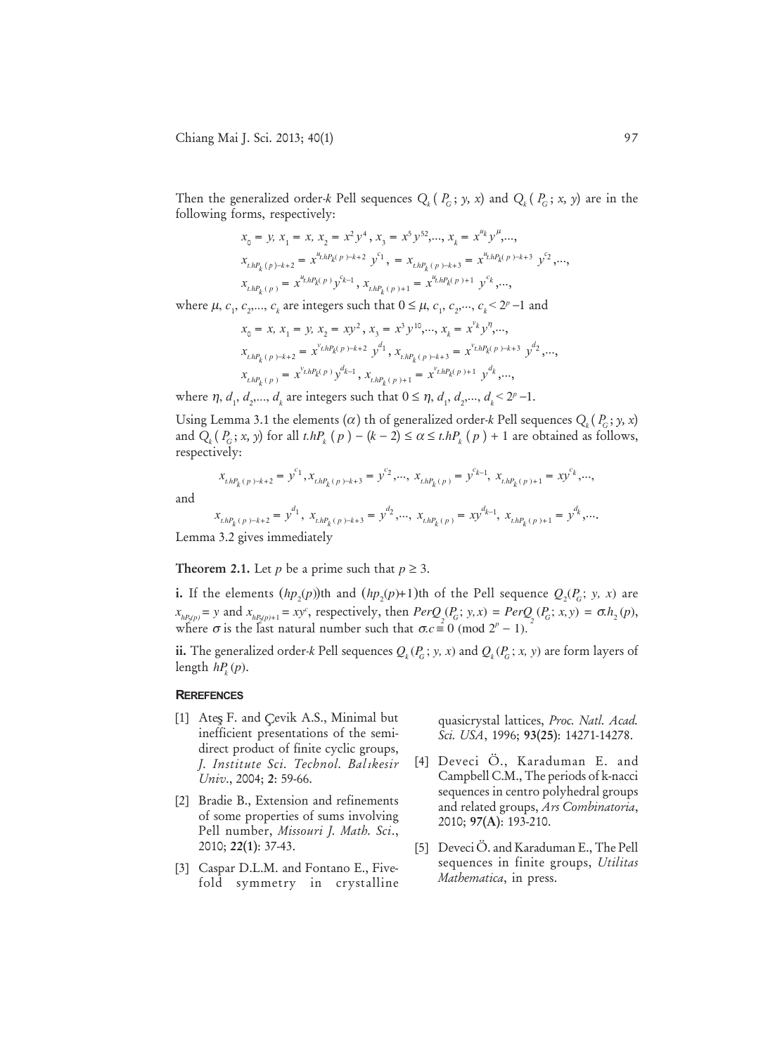Then the generalized order-$k$ Pell sequences $Q_k(P_G; y, x)$ and $Q_k(P_G; x, y)$ are in the following forms, respectively:

$$x_0 = y,\ x_1 = x,\ x_2 = x^2y^4,\ x_3 = x^5y^{52}, \ldots,\ x_k = x^{u_k}y^{\mu}, \ldots,$$

$$x_{t.hP_k(p)-k+2} = x^{u_{t.hP_k(p)-k+2}}\ y^{c_1},\ = x_{t.hP_k(p)-k+3} = x^{u_{t.hP_k(p)-k+3}}\ y^{c_2}, \ldots,$$

$$x_{t.hP_k(p)} = x^{u_{t.hP_k(p)}}y^{c_{k-1}},\ x_{t.hP_k(p)+1} = x^{u_{t.hP_k(p)+1}}\ y^{c_k}, \ldots,$$

where $\mu, c_1, c_2, \ldots, c_k$ are integers such that $0 \leq \mu, c_1, c_2, \cdots, c_k < 2^p - 1$ and

$$x_0 = x,\ x_1 = y,\ x_2 = xy^2,\ x_3 = x^3y^{10}, \ldots,\ x_k = x^{v_k}y^{\eta}, \ldots,$$

$$x_{t.hP_k(p)-k+2} = x^{v_{t.hP_k(p)-k+2}}\ y^{d_1},\ x_{t.hP_k(p)-k+3} = x^{v_{t.hP_k(p)-k+3}}\ y^{d_2}, \ldots,$$

$$x_{t.hP_k(p)} = x^{v_{t.hP_k(p)}}y^{d_{k-1}},\ x_{t.hP_k(p)+1} = x^{v_{t.hP_k(p)+1}}\ y^{d_k}, \ldots,$$

where $\eta, d_1, d_2, \ldots, d_k$ are integers such that $0 \leq \eta, d_1, d_2, \ldots, d_k < 2^p - 1$.

Using Lemma 3.1 the elements $(\alpha)$ th of generalized order-$k$ Pell sequences $Q_k(P_G; y, x)$ and $Q_k(P_G; x, y)$ for all $t.hP_k(p) - (k-2) \leq \alpha \leq t.hP_k(p) + 1$ are obtained as follows, respectively:

$$x_{t.hP_k(p)-k+2} = y^{c_1}, x_{t.hP_k(p)-k+3} = y^{c_2}, \ldots,\ x_{t.hP_k(p)} = y^{c_{k-1}},\ x_{t.hP_k(p)+1} = xy^{c_k}, \ldots,$$

and

$$x_{t.hP_k(p)-k+2} = y^{d_1},\ x_{t.hP_k(p)-k+3} = y^{d_2}, \ldots,\ x_{t.hP_k(p)} = xy^{d_{k-1}},\ x_{t.hP_k(p)+1} = y^{d_k}, \ldots.$$

Lemma 3.2 gives immediately

**Theorem 2.1.** Let $p$ be a prime such that $p \geq 3$.

**i.** If the elements $(hp_2(p))$th and $(hp_2(p)+1)$th of the Pell sequence $Q_2(P_G;\ y,\ x)$ are $x_{hP_2(p)} = y$ and $x_{hP_2(p)+1} = xy^c$, respectively, then $PerQ_2(P_G; y, x) = PerQ_2(P_G; x, y) = \sigma.h_2(p)$, where $\sigma$ is the last natural number such that $\sigma.c \equiv 0 \pmod{2^p - 1}$.

**ii.** The generalized order-$k$ Pell sequences $Q_k(P_G; y, x)$ and $Q_k(P_G; x, y)$ are form layers of length $hP_k(p)$.

## REREFENCES

[1] Ateş F. and Çevik A.S., Minimal but inefficient presentations of the semi-direct product of finite cyclic groups, *J. Institute Sci. Technol. Balıkesir Univ.*, 2004; **2**: 59-66.

[2] Bradie B., Extension and refinements of some properties of sums involving Pell number, *Missouri J. Math. Sci.*, 2010; **22(1)**: 37-43.

[3] Caspar D.L.M. and Fontano E., Five-fold symmetry in crystalline quasicrystal lattices, *Proc. Natl. Acad. Sci. USA*, 1996; **93(25)**: 14271-14278.

[4] Deveci Ö., Karaduman E. and Campbell C.M., The periods of k-nacci sequences in centro polyhedral groups and related groups, *Ars Combinatoria*, 2010; **97(A)**: 193-210.

[5] Deveci Ö. and Karaduman E., The Pell sequences in finite groups, *Utilitas Mathematica*, in press.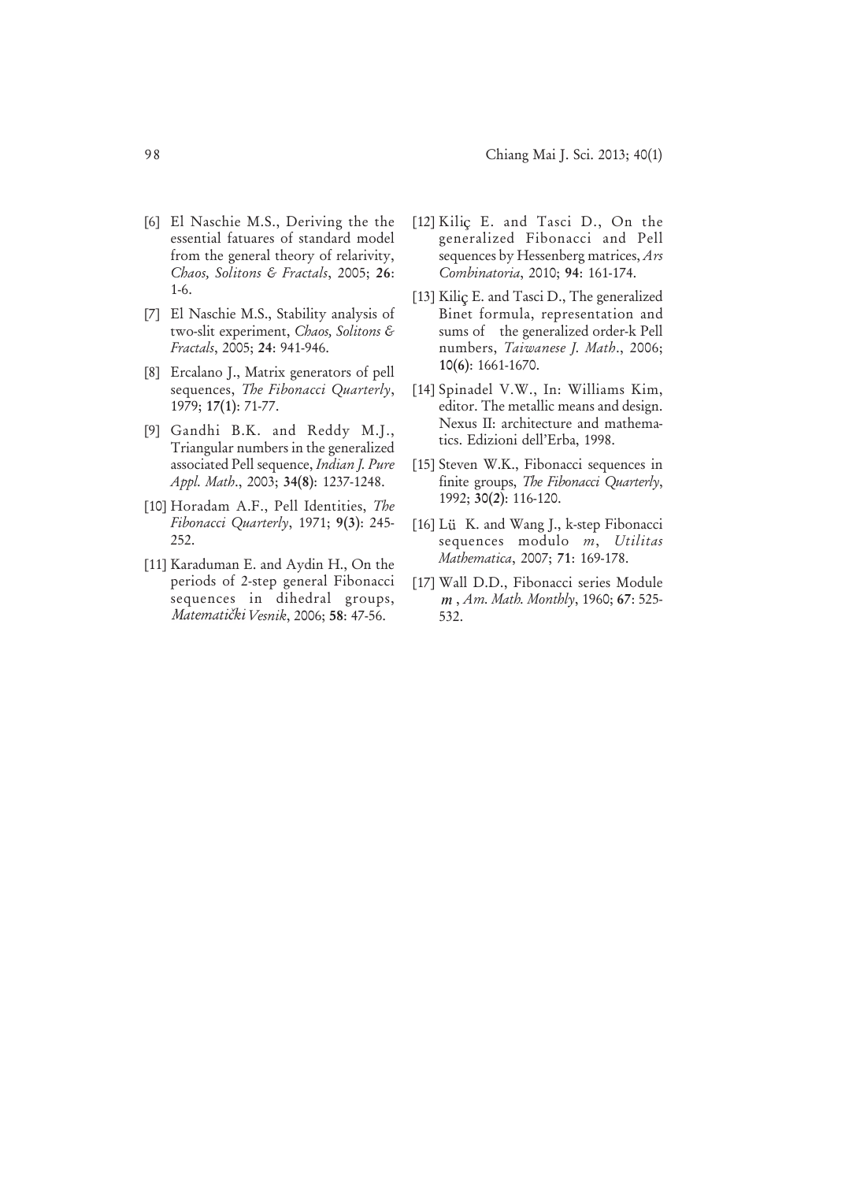[6] El Naschie M.S., Deriving the the essential fatuares of standard model from the general theory of relarivity, *Chaos, Solitons & Fractals*, 2005; **26**: 1-6.

[7] El Naschie M.S., Stability analysis of two-slit experiment, *Chaos, Solitons & Fractals*, 2005; **24**: 941-946.

[8] Ercalano J., Matrix generators of pell sequences, *The Fibonacci Quarterly*, 1979; **17(1)**: 71-77.

[9] Gandhi B.K. and Reddy M.J., Triangular numbers in the generalized associated Pell sequence, *Indian J. Pure Appl. Math*., 2003; **34(8)**: 1237-1248.

[10] Horadam A.F., Pell Identities, *The Fibonacci Quarterly*, 1971; **9(3)**: 245-252.

[11] Karaduman E. and Aydin H., On the periods of 2-step general Fibonacci sequences in dihedral groups, *Matematički Vesnik*, 2006; **58**: 47-56.

[12] Kiliç E. and Tasci D., On the generalized Fibonacci and Pell sequences by Hessenberg matrices, *Ars Combinatoria*, 2010; **94**: 161-174.

[13] Kiliç E. and Tasci D., The generalized Binet formula, representation and sums of the generalized order-k Pell numbers, *Taiwanese J. Math*., 2006; **10(6)**: 1661-1670.

[14] Spinadel V.W., In: Williams Kim, editor. The metallic means and design. Nexus II: architecture and mathematics. Edizioni dell'Erba, 1998.

[15] Steven W.K., Fibonacci sequences in finite groups, *The Fibonacci Quarterly*, 1992; **30(2)**: 116-120.

[16] Lü K. and Wang J., k-step Fibonacci sequences modulo $m$, *Utilitas Mathematica*, 2007; **71**: 169-178.

[17] Wall D.D., Fibonacci series Module $m$, *Am. Math. Monthly*, 1960; **67**: 525-532.